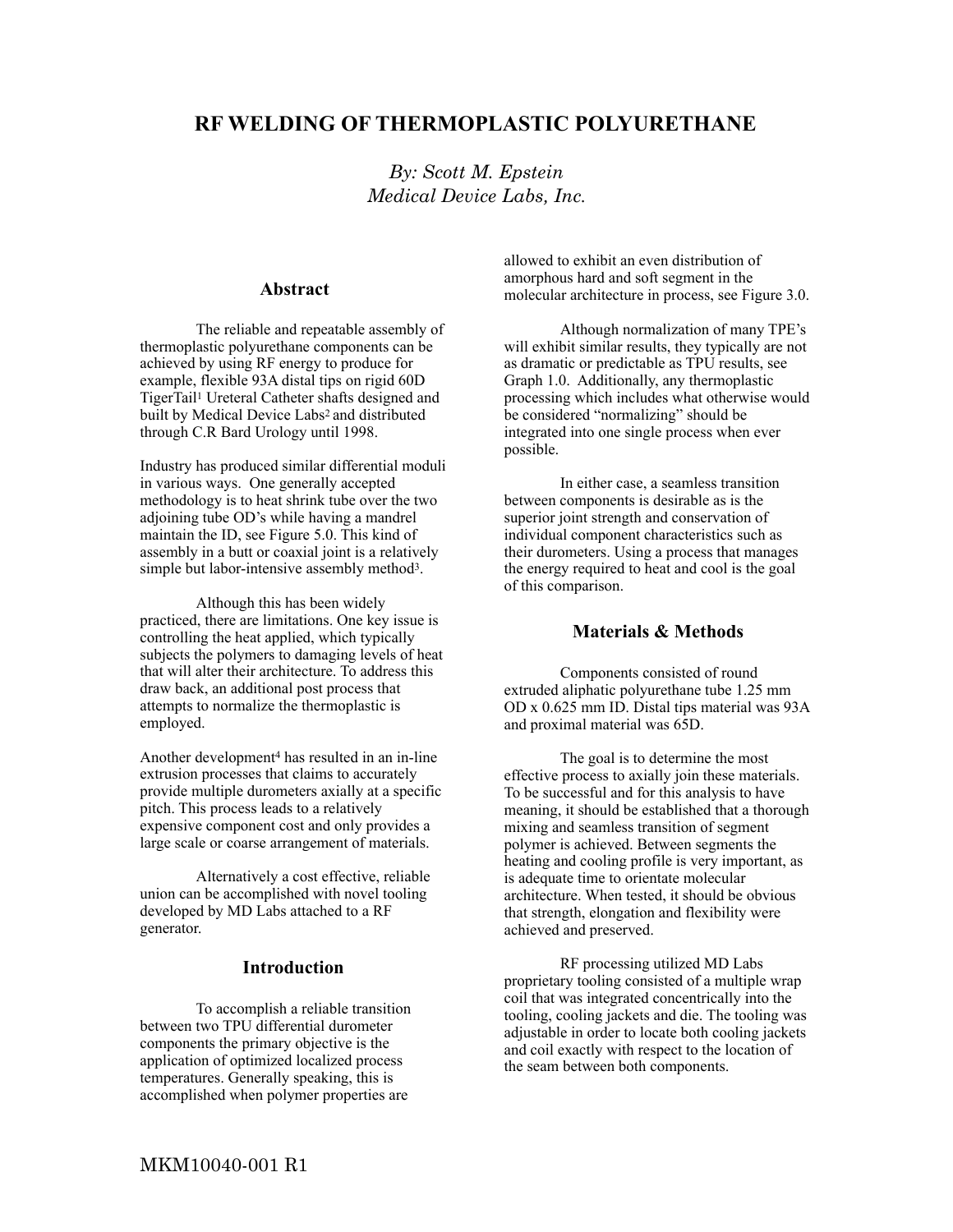# RF WELDING OF THERMOPLASTIC POLYURETHANE

*By: Scott M. Epstein*
*Medical Device Labs, Inc.*

## Abstract

The reliable and repeatable assembly of thermoplastic polyurethane components can be achieved by using RF energy to produce for example, flexible 93A distal tips on rigid 60D TigerTail[1] Ureteral Catheter shafts designed and built by Medical Device Labs[2] and distributed through C.R Bard Urology until 1998.

Industry has produced similar differential moduli in various ways. One generally accepted methodology is to heat shrink tube over the two adjoining tube OD's while having a mandrel maintain the ID, see Figure 5.0. This kind of assembly in a butt or coaxial joint is a relatively simple but labor-intensive assembly method[3].

Although this has been widely practiced, there are limitations. One key issue is controlling the heat applied, which typically subjects the polymers to damaging levels of heat that will alter their architecture. To address this draw back, an additional post process that attempts to normalize the thermoplastic is employed.

Another development[4] has resulted in an in-line extrusion processes that claims to accurately provide multiple durometers axially at a specific pitch. This process leads to a relatively expensive component cost and only provides a large scale or coarse arrangement of materials.

Alternatively a cost effective, reliable union can be accomplished with novel tooling developed by MD Labs attached to a RF generator.

## Introduction

To accomplish a reliable transition between two TPU differential durometer components the primary objective is the application of optimized localized process temperatures. Generally speaking, this is accomplished when polymer properties are allowed to exhibit an even distribution of amorphous hard and soft segment in the molecular architecture in process, see Figure 3.0.

Although normalization of many TPE's will exhibit similar results, they typically are not as dramatic or predictable as TPU results, see Graph 1.0. Additionally, any thermoplastic processing which includes what otherwise would be considered "normalizing" should be integrated into one single process when ever possible.

In either case, a seamless transition between components is desirable as is the superior joint strength and conservation of individual component characteristics such as their durometers. Using a process that manages the energy required to heat and cool is the goal of this comparison.

## Materials & Methods

Components consisted of round extruded aliphatic polyurethane tube 1.25 mm OD x 0.625 mm ID. Distal tips material was 93A and proximal material was 65D.

The goal is to determine the most effective process to axially join these materials. To be successful and for this analysis to have meaning, it should be established that a thorough mixing and seamless transition of segment polymer is achieved. Between segments the heating and cooling profile is very important, as is adequate time to orientate molecular architecture. When tested, it should be obvious that strength, elongation and flexibility were achieved and preserved.

RF processing utilized MD Labs proprietary tooling consisted of a multiple wrap coil that was integrated concentrically into the tooling, cooling jackets and die. The tooling was adjustable in order to locate both cooling jackets and coil exactly with respect to the location of the seam between both components.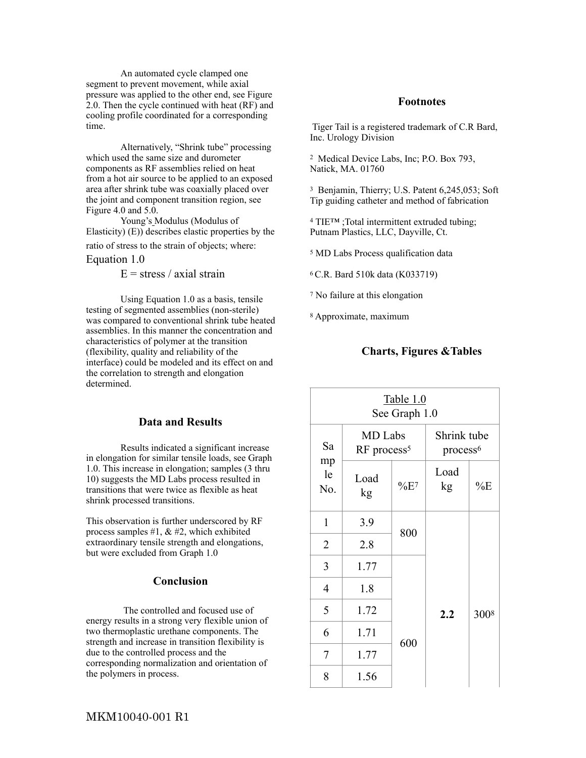An automated cycle clamped one segment to prevent movement, while axial pressure was applied to the other end, see Figure 2.0. Then the cycle continued with heat (RF) and cooling profile coordinated for a corresponding time.

Alternatively, "Shrink tube" processing which used the same size and durometer components as RF assemblies relied on heat from a hot air source to be applied to an exposed area after shrink tube was coaxially placed over the joint and component transition region, see Figure 4.0 and 5.0.

Young's Modulus (Modulus of Elasticity) (E)) describes elastic properties by the ratio of stress to the strain of objects; where:

Equation 1.0

$$E = \text{stress} / \text{axial strain}$$

Using Equation 1.0 as a basis, tensile testing of segmented assemblies (non-sterile) was compared to conventional shrink tube heated assemblies. In this manner the concentration and characteristics of polymer at the transition (flexibility, quality and reliability of the interface) could be modeled and its effect on and the correlation to strength and elongation determined.

## Data and Results

Results indicated a significant increase in elongation for similar tensile loads, see Graph 1.0. This increase in elongation; samples (3 thru 10) suggests the MD Labs process resulted in transitions that were twice as flexible as heat shrink processed transitions.

This observation is further underscored by RF process samples #1, & #2, which exhibited extraordinary tensile strength and elongations, but were excluded from Graph 1.0

## Conclusion

The controlled and focused use of energy results in a strong very flexible union of two thermoplastic urethane components. The strength and increase in transition flexibility is due to the controlled process and the corresponding normalization and orientation of the polymers in process.

## Footnotes

Tiger Tail is a registered trademark of C.R Bard, Inc. Urology Division

[2] Medical Device Labs, Inc; P.O. Box 793, Natick, MA. 01760

[3] Benjamin, Thierry; U.S. Patent 6,245,053; Soft Tip guiding catheter and method of fabrication

[4] TIE™ ;Total intermittent extruded tubing; Putnam Plastics, LLC, Dayville, Ct.

[5] MD Labs Process qualification data

[6] C.R. Bard 510k data (K033719)

[7] No failure at this elongation

[8] Approximate, maximum

## Charts, Figures &Tables

Table 1.0
See Graph 1.0

| Sample No. | MD Labs RF process[5] | | Shrink tube process[6] | |
|---|---|---|---|---|
| | Load kg | %E[7] | Load kg | %E |
| 1 | 3.9 | 800 | **2.2** | 300[8] |
| 2 | 2.8 | | | |
| 3 | 1.77 | 600 | | |
| 4 | 1.8 | | | |
| 5 | 1.72 | | | |
| 6 | 1.71 | | | |
| 7 | 1.77 | | | |
| 8 | 1.56 | | | |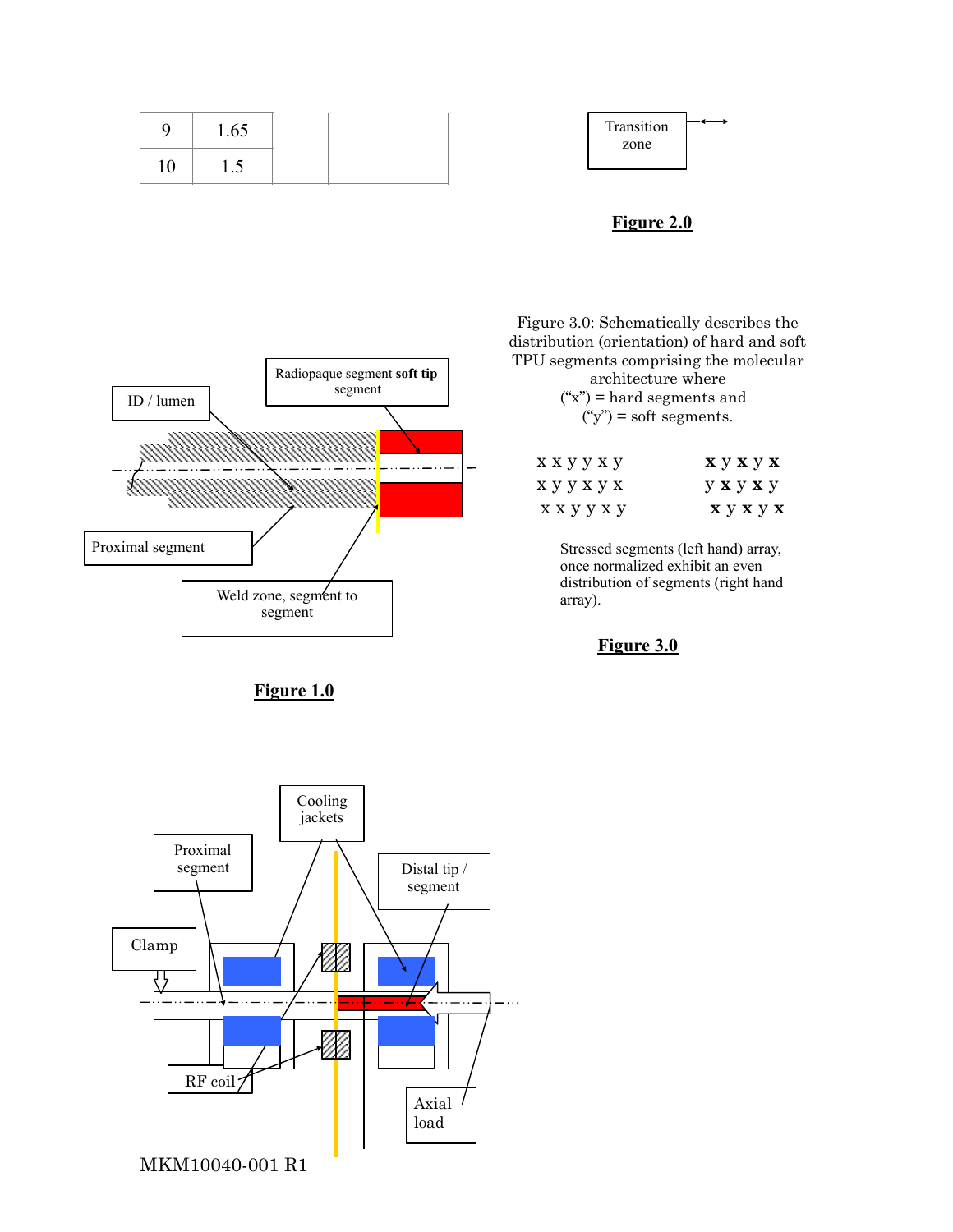| 9 | 1.65 | | | |
|---|---|---|---|---|
| 10 | 1.5 | | | |

Transition zone

**Figure 2.0**

Radiopaque segment **soft tip** segment

ID / lumen

Proximal segment

Weld zone, segment to segment

**Figure 1.0**

Figure 3.0: Schematically describes the distribution (orientation) of hard and soft TPU segments comprising the molecular architecture where ("x") = hard segments and ("y") = soft segments.

```
x x y y x y        x y x y x
x y y x y x        y x y x y
x x y y x y        x y x y x
```

Stressed segments (left hand) array, once normalized exhibit an even distribution of segments (right hand array).

**Figure 3.0**

Cooling jackets

Proximal segment

Distal tip / segment

Clamp

RF coil

Axial load

MKM10040-001 R1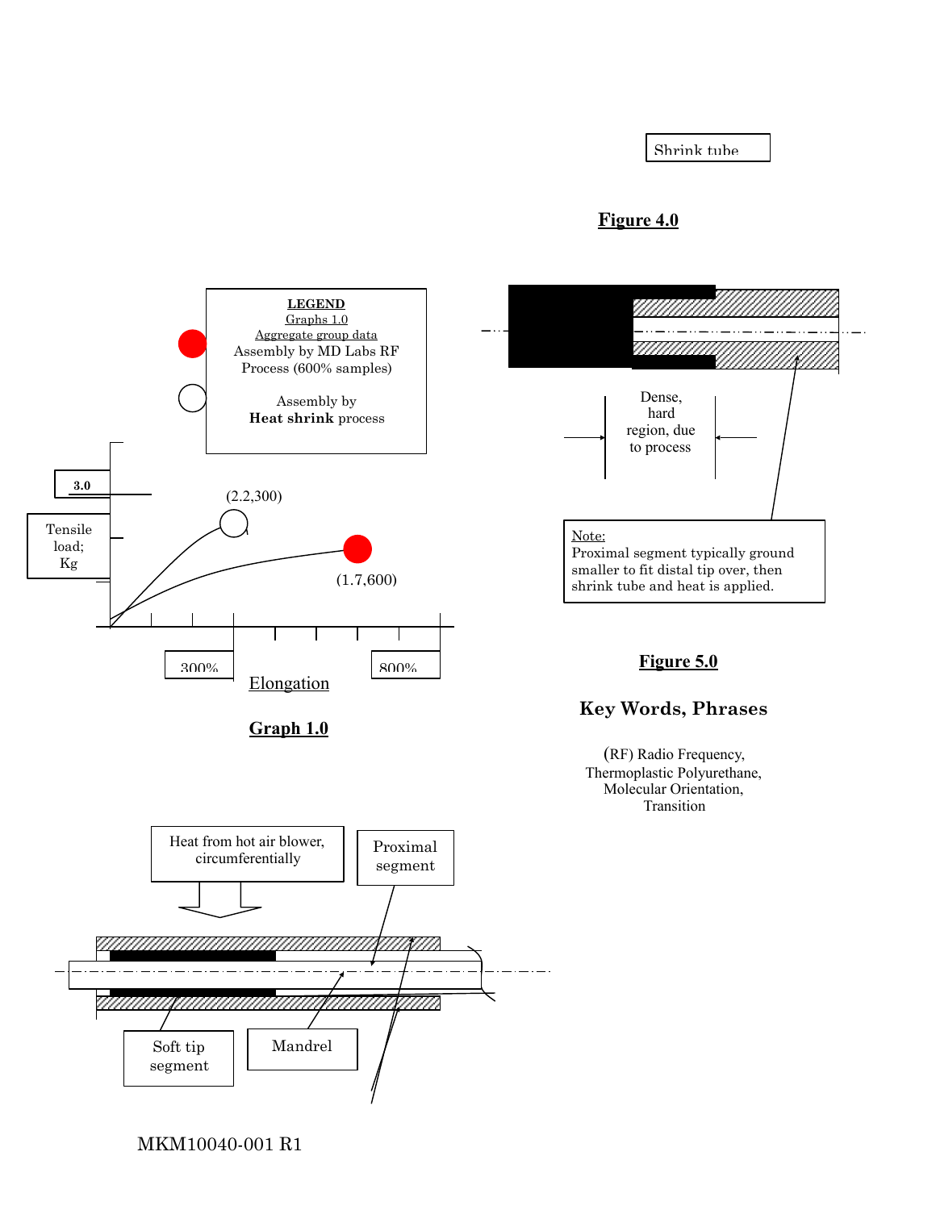Shrink tube

**Figure 4.0**

Dense, hard region, due to process

Note:
Proximal segment typically ground smaller to fit distal tip over, then shrink tube and heat is applied.

**LEGEND**
Graphs 1.0
Aggregate group data
Assembly by MD Labs RF Process (600% samples)

Assembly by **Heat shrink** process

3.0

Tensile load; Kg

(2.2,300)

(1.7,600)

300%

800%

Elongation

**Graph 1.0**

**Figure 5.0**

**Key Words, Phrases**

(RF) Radio Frequency,
Thermoplastic Polyurethane,
Molecular Orientation,
Transition

Heat from hot air blower, circumferentially

Proximal segment

Soft tip segment

Mandrel

MKM10040-001 R1